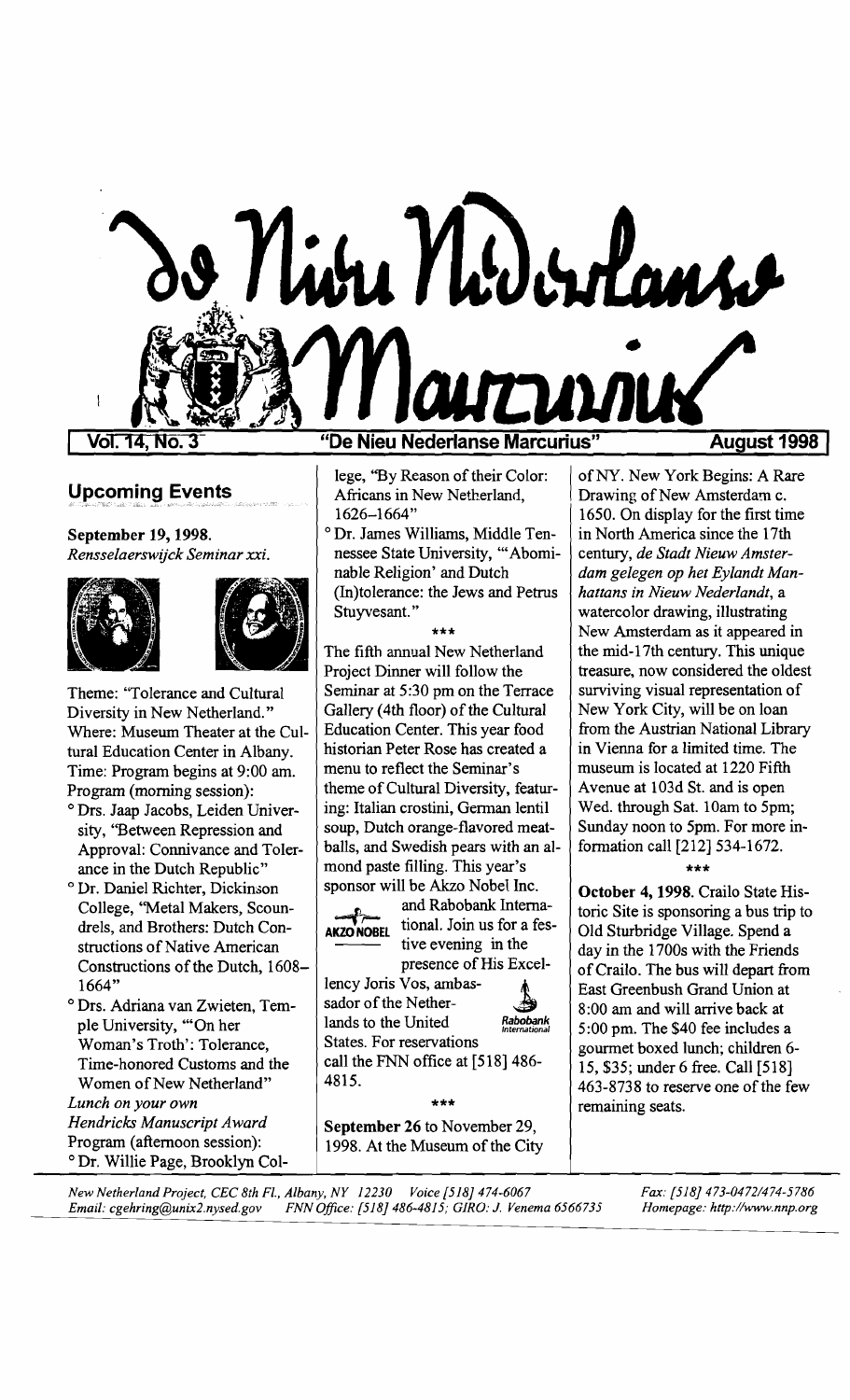# De Nieu Nederlanse Marcurius

**Vol. 14, No. 3** — **"De Nieu Nederlanse Marcurius"** — **August 1998**

## Upcoming Events

**September 19, 1998.**
*Rensselaerswijck Seminar xxi.*

Theme: "Tolerance and Cultural Diversity in New Netherland."
Where: Museum Theater at the Cultural Education Center in Albany.
Time: Program begins at 9:00 am.
Program (morning session):

- Drs. Jaap Jacobs, Leiden University, "Between Repression and Approval: Connivance and Tolerance in the Dutch Republic"
- Dr. Daniel Richter, Dickinson College, "Metal Makers, Scoundrels, and Brothers: Dutch Constructions of Native American Constructions of the Dutch, 1608–1664"
- Drs. Adriana van Zwieten, Temple University, "'On her Woman's Troth': Tolerance, Time-honored Customs and the Women of New Netherland"

*Lunch on your own*
*Hendricks Manuscript Award*
Program (afternoon session):

- Dr. Willie Page, Brooklyn College, "By Reason of their Color: Africans in New Netherland, 1626–1664"
- Dr. James Williams, Middle Tennessee State University, "'Abominable Religion' and Dutch (In)tolerance: the Jews and Petrus Stuyvesant."

\*\*\*

The fifth annual New Netherland Project Dinner will follow the Seminar at 5:30 pm on the Terrace Gallery (4th floor) of the Cultural Education Center. This year food historian Peter Rose has created a menu to reflect the Seminar's theme of Cultural Diversity, featuring: Italian crostini, German lentil soup, Dutch orange-flavored meatballs, and Swedish pears with an almond paste filling. This year's sponsor will be Akzo Nobel Inc. and Rabobank International. Join us for a festive evening in the presence of His Excellency Joris Vos, ambassador of the Netherlands to the United States. For reservations call the FNN office at [518] 486-4815.

\*\*\*

**September 26** to November 29, 1998. At the Museum of the City of NY. New York Begins: A Rare Drawing of New Amsterdam c. 1650. On display for the first time in North America since the 17th century, *de Stadt Nieuw Amsterdam gelegen op het Eylandt Manhattans in Nieuw Nederlandt*, a watercolor drawing, illustrating New Amsterdam as it appeared in the mid-17th century. This unique treasure, now considered the oldest surviving visual representation of New York City, will be on loan from the Austrian National Library in Vienna for a limited time. The museum is located at 1220 Fifth Avenue at 103d St. and is open Wed. through Sat. 10am to 5pm; Sunday noon to 5pm. For more information call [212] 534-1672.

\*\*\*

**October 4, 1998.** Crailo State Historic Site is sponsoring a bus trip to Old Sturbridge Village. Spend a day in the 1700s with the Friends of Crailo. The bus will depart from East Greenbush Grand Union at 8:00 am and will arrive back at 5:00 pm. The $40 fee includes a gourmet boxed lunch; children 6-15, $35; under 6 free. Call [518] 463-8738 to reserve one of the few remaining seats.

---

*New Netherland Project, CEC 8th Fl., Albany, NY 12230 Voice [518] 474-6067 Fax: [518] 473-0472/474-5786*
*Email: cgehring@unix2.nysed.gov FNN Office: [518] 486-4815; GIRO: J. Venema 6566735 Homepage: http://www.nnp.org*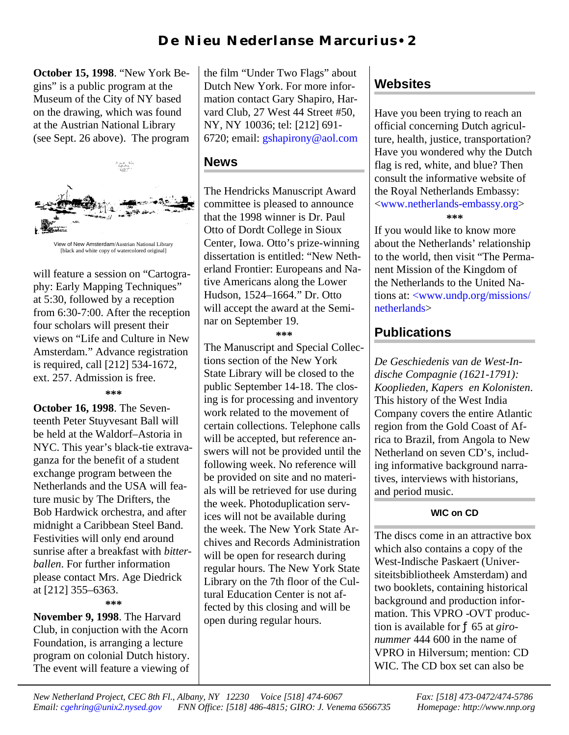**October 15, 1998**. "New York Begins" is a public program at the Museum of the City of NY based on the drawing, which was found at the Austrian National Library (see Sept. 26 above). The program will feature a session on "Cartography: Early Mapping Techniques" at 5:30, followed by a reception from 6:30-7:00. After the reception four scholars will present their views on "Life and Culture in New Amsterdam." Advance registration is required, call [212] 534-1672, ext. 257. Admission is free.

View of New Amsterdam/Austrian National Library
[black and white copy of watercolored original]

***

**October 16, 1998**. The Seventeenth Peter Stuyvesant Ball will be held at the Waldorf–Astoria in NYC. This year's black-tie extravaganza for the benefit of a student exchange program between the Netherlands and the USA will feature music by The Drifters, the Bob Hardwick orchestra, and after midnight a Caribbean Steel Band. Festivities will only end around sunrise after a breakfast with *bitterballen*. For further information please contact Mrs. Age Diedrick at [212] 355–6363.

***

**November 9, 1998**. The Harvard Club, in conjuction with the Acorn Foundation, is arranging a lecture program on colonial Dutch history. The event will feature a viewing of the film "Under Two Flags" about Dutch New York. For more information contact Gary Shapiro, Harvard Club, 27 West 44 Street #50, NY, NY 10036; tel: [212] 691-6720; email: gshapirony@aol.com

## News

The Hendricks Manuscript Award committee is pleased to announce that the 1998 winner is Dr. Paul Otto of Dordt College in Sioux Center, Iowa. Otto's prize-winning dissertation is entitled: "New Netherland Frontier: Europeans and Native Americans along the Lower Hudson, 1524–1664." Dr. Otto will accept the award at the Seminar on September 19.

***

The Manuscript and Special Collections section of the New York State Library will be closed to the public September 14-18. The closing is for processing and inventory work related to the movement of certain collections. Telephone calls will be accepted, but reference answers will not be provided until the following week. No reference will be provided on site and no materials will be retrieved for use during the week. Photoduplication services will not be available during the week. The New York State Archives and Records Administration will be open for research during regular hours. The New York State Library on the 7th floor of the Cultural Education Center is not affected by this closing and will be open during regular hours.

## Websites

Have you been trying to reach an official concerning Dutch agriculture, health, justice, transportation? Have you wondered why the Dutch flag is red, white, and blue? Then consult the informative website of the Royal Netherlands Embassy: <www.netherlands-embassy.org>

***

If you would like to know more about the Netherlands' relationship to the world, then visit "The Permanent Mission of the Kingdom of the Netherlands to the United Nations at: <www.undp.org/missions/netherlands>

## Publications

*De Geschiedenis van de West-Indische Compagnie (1621-1791): Kooplieden, Kapers en Kolonisten*. This history of the West India Company covers the entire Atlantic region from the Gold Coast of Africa to Brazil, from Angola to New Netherland on seven CD's, including informative background narratives, interviews with historians, and period music.

**WIC on CD**

The discs come in an attractive box which also contains a copy of the West-Indische Paskaert (Universiteitsbibliotheek Amsterdam) and two booklets, containing historical background and production information. This VPRO -OVT production is available for ƒ 65 at *gironummer* 444 600 in the name of VPRO in Hilversum; mention: CD WIC. The CD box set can also be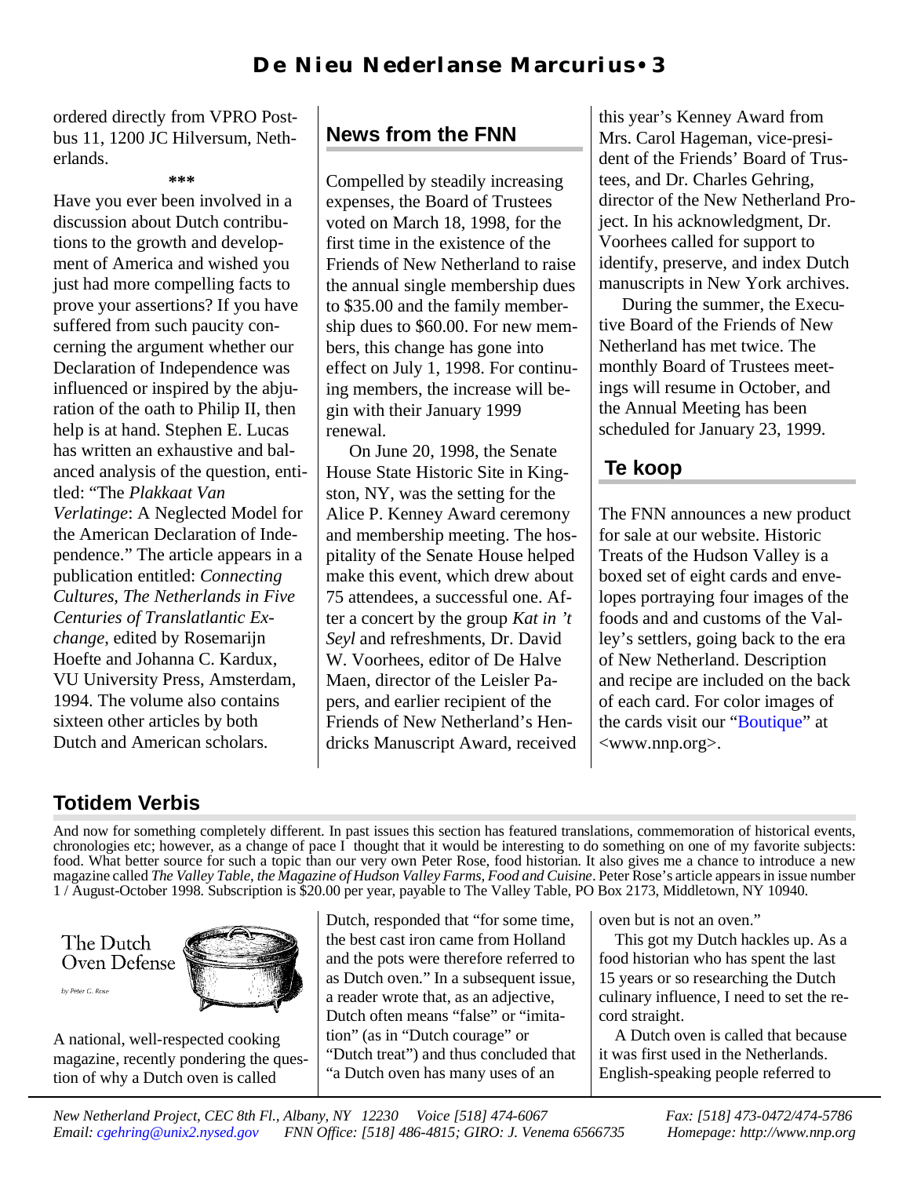ordered directly from VPRO Postbus 11, 1200 JC Hilversum, Netherlands.

\*\*\*

Have you ever been involved in a discussion about Dutch contributions to the growth and development of America and wished you just had more compelling facts to prove your assertions? If you have suffered from such paucity concerning the argument whether our Declaration of Independence was influenced or inspired by the abjuration of the oath to Philip II, then help is at hand. Stephen E. Lucas has written an exhaustive and balanced analysis of the question, entitled: "The *Plakkaat Van Verlatinge*: A Neglected Model for the American Declaration of Independence." The article appears in a publication entitled: *Connecting Cultures, The Netherlands in Five Centuries of Translatlantic Exchange*, edited by Rosemarijn Hoefte and Johanna C. Kardux, VU University Press, Amsterdam, 1994. The volume also contains sixteen other articles by both Dutch and American scholars.

## News from the FNN

Compelled by steadily increasing expenses, the Board of Trustees voted on March 18, 1998, for the first time in the existence of the Friends of New Netherland to raise the annual single membership dues to $35.00 and the family membership dues to $60.00. For new members, this change has gone into effect on July 1, 1998. For continuing members, the increase will begin with their January 1999 renewal.

On June 20, 1998, the Senate House State Historic Site in Kingston, NY, was the setting for the Alice P. Kenney Award ceremony and membership meeting. The hospitality of the Senate House helped make this event, which drew about 75 attendees, a successful one. After a concert by the group *Kat in 't Seyl* and refreshments, Dr. David W. Voorhees, editor of De Halve Maen, director of the Leisler Papers, and earlier recipient of the Friends of New Netherland's Hendricks Manuscript Award, received this year's Kenney Award from Mrs. Carol Hageman, vice-president of the Friends' Board of Trustees, and Dr. Charles Gehring, director of the New Netherland Project. In his acknowledgment, Dr. Voorhees called for support to identify, preserve, and index Dutch manuscripts in New York archives.

During the summer, the Executive Board of the Friends of New Netherland has met twice. The monthly Board of Trustees meetings will resume in October, and the Annual Meeting has been scheduled for January 23, 1999.

## Te koop

The FNN announces a new product for sale at our website. Historic Treats of the Hudson Valley is a boxed set of eight cards and envelopes portraying four images of the foods and customs of the Valley's settlers, going back to the era of New Netherland. Description and recipe are included on the back of each card. For color images of the cards visit our "Boutique" at <www.nnp.org>.

## Totidem Verbis

And now for something completely different. In past issues this section has featured translations, commemoration of historical events, chronologies etc; however, as a change of pace I thought that it would be interesting to do something on one of my favorite subjects: food. What better source for such a topic than our very own Peter Rose, food historian. It also gives me a chance to introduce a new magazine called *The Valley Table, the Magazine of Hudson Valley Farms, Food and Cuisine*. Peter Rose's article appears in issue number 1 / August-October 1998. Subscription is $20.00 per year, payable to The Valley Table, PO Box 2173, Middletown, NY 10940.

### The Dutch Oven Defense

by Peter G. Rose

A national, well-respected cooking magazine, recently pondering the question of why a Dutch oven is called Dutch, responded that "for some time, the best cast iron came from Holland and the pots were therefore referred to as Dutch oven." In a subsequent issue, a reader wrote that, as an adjective, Dutch often means "false" or "imitation" (as in "Dutch courage" or "Dutch treat") and thus concluded that "a Dutch oven has many uses of an oven but is not an oven."

This got my Dutch hackles up. As a food historian who has spent the last 15 years or so researching the Dutch culinary influence, I need to set the record straight.

A Dutch oven is called that because it was first used in the Netherlands. English-speaking people referred to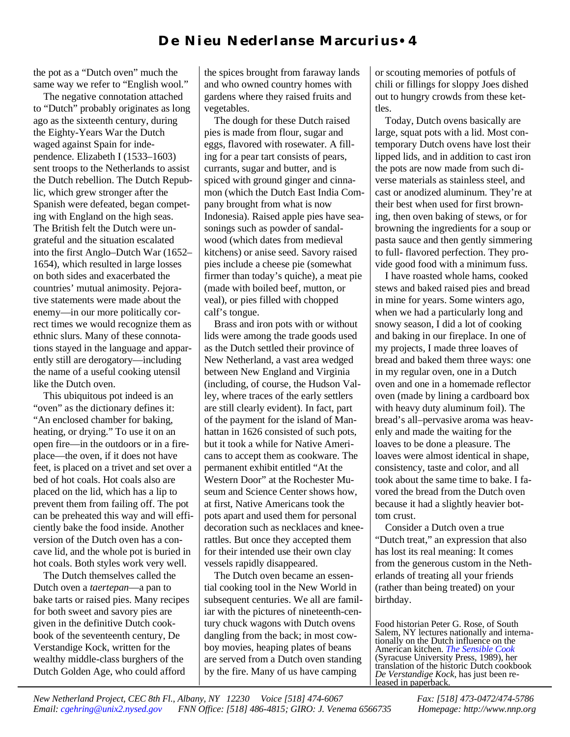the pot as a "Dutch oven" much the same way we refer to "English wool."

The negative connotation attached to "Dutch" probably originates as long ago as the sixteenth century, during the Eighty-Years War the Dutch waged against Spain for independence. Elizabeth I (1533–1603) sent troops to the Netherlands to assist the Dutch rebellion. The Dutch Republic, which grew stronger after the Spanish were defeated, began competing with England on the high seas. The British felt the Dutch were ungrateful and the situation escalated into the first Anglo–Dutch War (1652–1654), which resulted in large losses on both sides and exacerbated the countries' mutual animosity. Pejorative statements were made about the enemy—in our more politically correct times we would recognize them as ethnic slurs. Many of these connotations stayed in the language and apparently still are derogatory—including the name of a useful cooking utensil like the Dutch oven.

This ubiquitous pot indeed is an "oven" as the dictionary defines it: "An enclosed chamber for baking, heating, or drying." To use it on an open fire—in the outdoors or in a fireplace—the oven, if it does not have feet, is placed on a trivet and set over a bed of hot coals. Hot coals also are placed on the lid, which has a lip to prevent them from failing off. The pot can be preheated this way and will efficiently bake the food inside. Another version of the Dutch oven has a concave lid, and the whole pot is buried in hot coals. Both styles work very well.

The Dutch themselves called the Dutch oven a *taertepan*—a pan to bake tarts or raised pies. Many recipes for both sweet and savory pies are given in the definitive Dutch cookbook of the seventeenth century, De Verstandige Kock, written for the wealthy middle-class burghers of the Dutch Golden Age, who could afford the spices brought from faraway lands and who owned country homes with gardens where they raised fruits and vegetables.

The dough for these Dutch raised pies is made from flour, sugar and eggs, flavored with rosewater. A filling for a pear tart consists of pears, currants, sugar and butter, and is spiced with ground ginger and cinnamon (which the Dutch East India Company brought from what is now Indonesia). Raised apple pies have seasonings such as powder of sandalwood (which dates from medieval kitchens) or anise seed. Savory raised pies include a cheese pie (somewhat firmer than today's quiche), a meat pie (made with boiled beef, mutton, or veal), or pies filled with chopped calf's tongue.

Brass and iron pots with or without lids were among the trade goods used as the Dutch settled their province of New Netherland, a vast area wedged between New England and Virginia (including, of course, the Hudson Valley, where traces of the early settlers are still clearly evident). In fact, part of the payment for the island of Manhattan in 1626 consisted of such pots, but it took a while for Native Americans to accept them as cookware. The permanent exhibit entitled "At the Western Door" at the Rochester Museum and Science Center shows how, at first, Native Americans took the pots apart and used them for personal decoration such as necklaces and knee-rattles. But once they accepted them for their intended use their own clay vessels rapidly disappeared.

The Dutch oven became an essential cooking tool in the New World in subsequent centuries. We all are familiar with the pictures of nineteenth-century chuck wagons with Dutch ovens dangling from the back; in most cowboy movies, heaping plates of beans are served from a Dutch oven standing by the fire. Many of us have camping or scouting memories of potfuls of chili or fillings for sloppy Joes dished out to hungry crowds from these kettles.

Today, Dutch ovens basically are large, squat pots with a lid. Most contemporary Dutch ovens have lost their lipped lids, and in addition to cast iron the pots are now made from such diverse materials as stainless steel, and cast or anodized aluminum. They're at their best when used for first browning, then oven baking of stews, or for browning the ingredients for a soup or pasta sauce and then gently simmering to full- flavored perfection. They provide good food with a minimum fuss.

I have roasted whole hams, cooked stews and baked raised pies and bread in mine for years. Some winters ago, when we had a particularly long and snowy season, I did a lot of cooking and baking in our fireplace. In one of my projects, I made three loaves of bread and baked them three ways: one in my regular oven, one in a Dutch oven and one in a homemade reflector oven (made by lining a cardboard box with heavy duty aluminum foil). The bread's all–pervasive aroma was heavenly and made the waiting for the loaves to be done a pleasure. The loaves were almost identical in shape, consistency, taste and color, and all took about the same time to bake. I favored the bread from the Dutch oven because it had a slightly heavier bottom crust.

Consider a Dutch oven a true "Dutch treat," an expression that also has lost its real meaning: It comes from the generous custom in the Netherlands of treating all your friends (rather than being treated) on your birthday.

Food historian Peter G. Rose, of South Salem, NY lectures nationally and internationally on the Dutch influence on the American kitchen. *The Sensible Cook* (Syracuse University Press, 1989), her translation of the historic Dutch cookbook *De Verstandige Kock*, has just been released in paperback.

*New Netherland Project, CEC 8th Fl., Albany, NY 12230 Voice [518] 474-6067 Fax: [518] 473-0472/474-5786*
*Email: cgehring@unix2.nysed.gov FNN Office: [518] 486-4815; GIRO: J. Venema 6566735 Homepage: http://www.nnp.org*